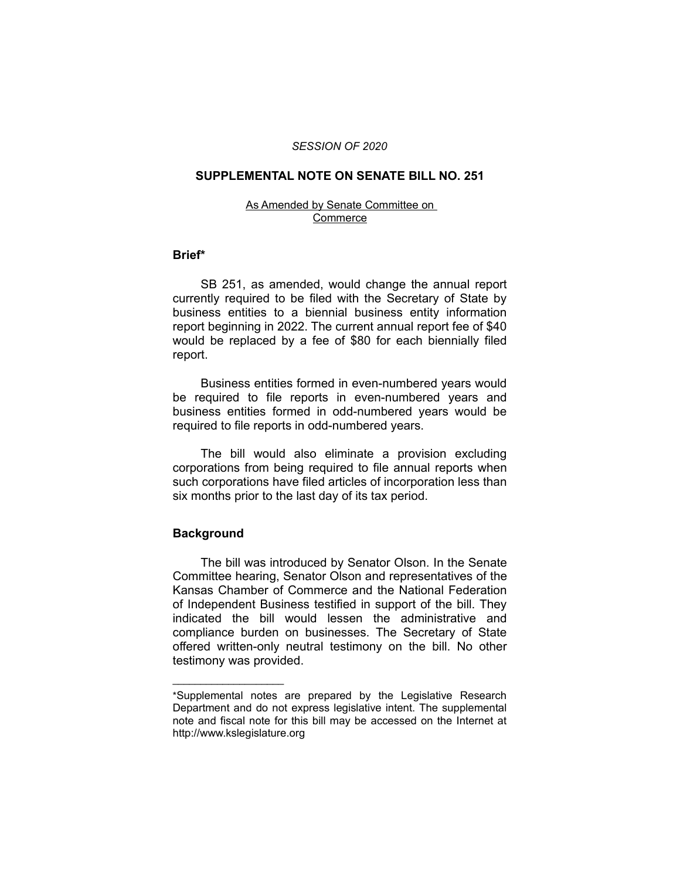*SESSION OF 2020*

## SUPPLEMENTAL NOTE ON SENATE BILL NO. 251

As Amended by Senate Committee on Commerce

### Brief*

SB 251, as amended, would change the annual report currently required to be filed with the Secretary of State by business entities to a biennial business entity information report beginning in 2022. The current annual report fee of $40 would be replaced by a fee of $80 for each biennially filed report.

Business entities formed in even-numbered years would be required to file reports in even-numbered years and business entities formed in odd-numbered years would be required to file reports in odd-numbered years.

The bill would also eliminate a provision excluding corporations from being required to file annual reports when such corporations have filed articles of incorporation less than six months prior to the last day of its tax period.

### Background

The bill was introduced by Senator Olson. In the Senate Committee hearing, Senator Olson and representatives of the Kansas Chamber of Commerce and the National Federation of Independent Business testified in support of the bill. They indicated the bill would lessen the administrative and compliance burden on businesses. The Secretary of State offered written-only neutral testimony on the bill. No other testimony was provided.

---

*Supplemental notes are prepared by the Legislative Research Department and do not express legislative intent. The supplemental note and fiscal note for this bill may be accessed on the Internet at http://www.kslegislature.org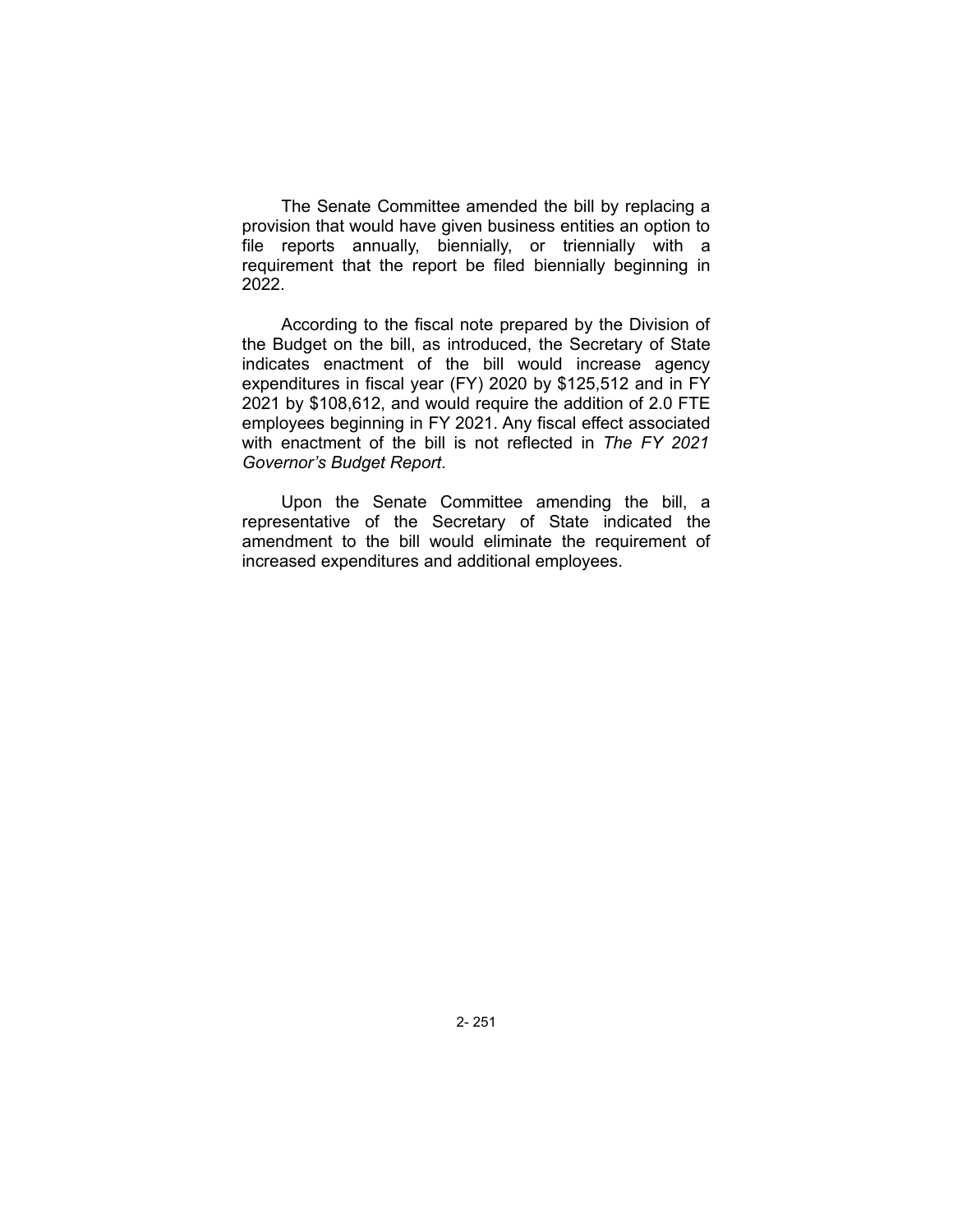The Senate Committee amended the bill by replacing a provision that would have given business entities an option to file reports annually, biennially, or triennially with a requirement that the report be filed biennially beginning in 2022.

According to the fiscal note prepared by the Division of the Budget on the bill, as introduced, the Secretary of State indicates enactment of the bill would increase agency expenditures in fiscal year (FY) 2020 by $125,512 and in FY 2021 by $108,612, and would require the addition of 2.0 FTE employees beginning in FY 2021. Any fiscal effect associated with enactment of the bill is not reflected in *The FY 2021 Governor's Budget Report*.

Upon the Senate Committee amending the bill, a representative of the Secretary of State indicated the amendment to the bill would eliminate the requirement of increased expenditures and additional employees.